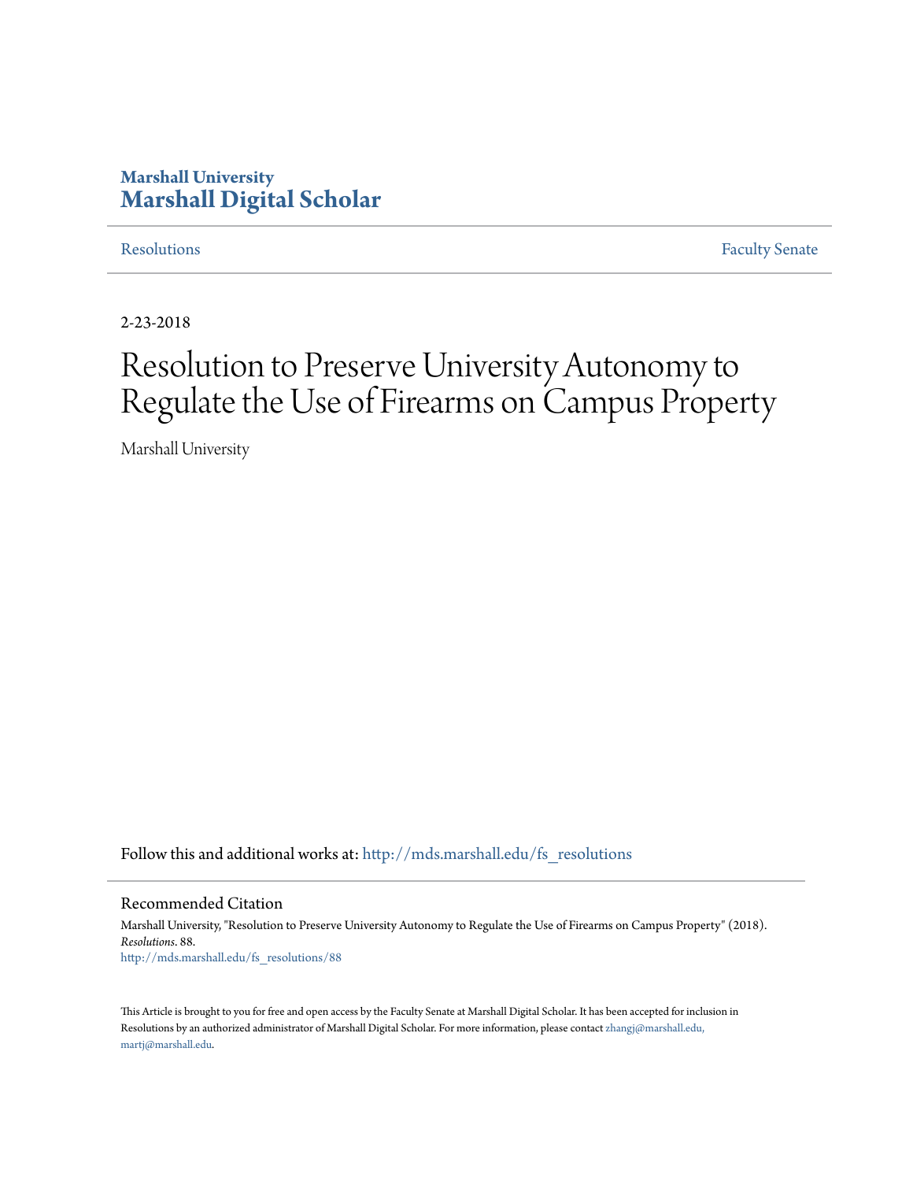**Marshall University**

# Marshall Digital Scholar

Resolutions | Faculty Senate

2-23-2018

# Resolution to Preserve University Autonomy to Regulate the Use of Firearms on Campus Property

Marshall University

Follow this and additional works at: http://mds.marshall.edu/fs_resolutions

## Recommended Citation

Marshall University, "Resolution to Preserve University Autonomy to Regulate the Use of Firearms on Campus Property" (2018). *Resolutions*. 88.
http://mds.marshall.edu/fs_resolutions/88

This Article is brought to you for free and open access by the Faculty Senate at Marshall Digital Scholar. It has been accepted for inclusion in Resolutions by an authorized administrator of Marshall Digital Scholar. For more information, please contact zhangj@marshall.edu, martj@marshall.edu.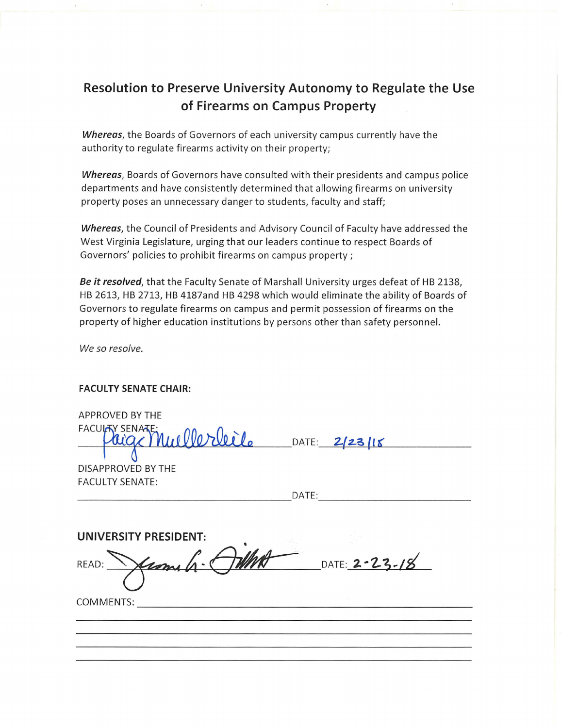# Resolution to Preserve University Autonomy to Regulate the Use of Firearms on Campus Property

***Whereas***, the Boards of Governors of each university campus currently have the authority to regulate firearms activity on their property;

***Whereas***, Boards of Governors have consulted with their presidents and campus police departments and have consistently determined that allowing firearms on university property poses an unnecessary danger to students, faculty and staff;

***Whereas***, the Council of Presidents and Advisory Council of Faculty have addressed the West Virginia Legislature, urging that our leaders continue to respect Boards of Governors' policies to prohibit firearms on campus property ;

***Be it resolved***, that the Faculty Senate of Marshall University urges defeat of HB 2138, HB 2613, HB 2713, HB 4187and HB 4298 which would eliminate the ability of Boards of Governors to regulate firearms on campus and permit possession of firearms on the property of higher education institutions by persons other than safety personnel.

*We so resolve.*

**FACULTY SENATE CHAIR:**

APPROVED BY THE FACULTY SENATE: Paige Muellerleile DATE: 2/23/18

DISAPPROVED BY THE FACULTY SENATE: ______________________ DATE: ______________

**UNIVERSITY PRESIDENT:**

READ: Jerome A. Gilbert DATE: 2-23-18

COMMENTS: ______________________